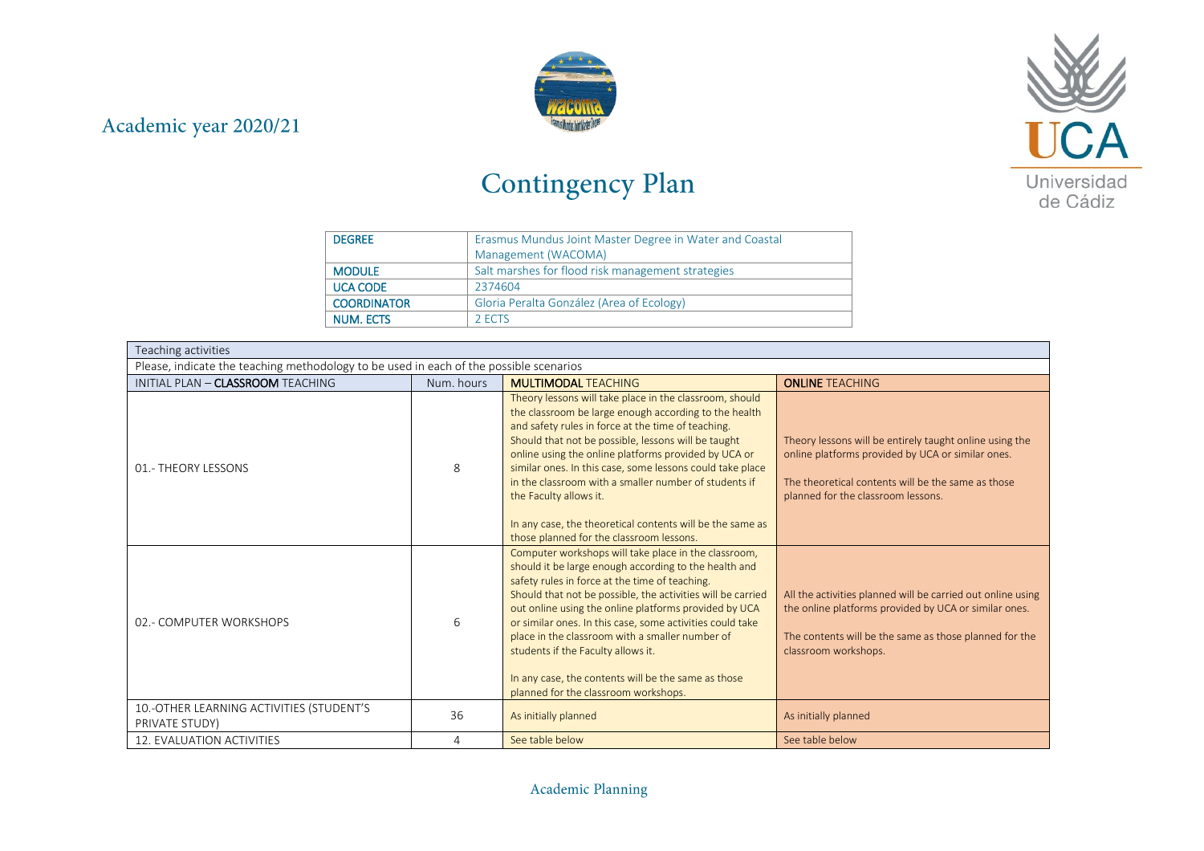Academic year 2020/21

# Contingency Plan

| | |
|---|---|
| **DEGREE** | Erasmus Mundus Joint Master Degree in Water and Coastal Management (WACOMA) |
| **MODULE** | Salt marshes for flood risk management strategies |
| **UCA CODE** | 2374604 |
| **COORDINATOR** | Gloria Peralta González (Area of Ecology) |
| **NUM. ECTS** | 2 ECTS |

| Teaching activities | | | |
|---|---|---|---|
| Please, indicate the teaching methodology to be used in each of the possible scenarios | | | |
| INITIAL PLAN – **CLASSROOM** TEACHING | Num. hours | **MULTIMODAL** TEACHING | **ONLINE** TEACHING |
| 01.- THEORY LESSONS | 8 | Theory lessons will take place in the classroom, should the classroom be large enough according to the health and safety rules in force at the time of teaching. Should that not be possible, lessons will be taught online using the online platforms provided by UCA or similar ones. In this case, some lessons could take place in the classroom with a smaller number of students if the Faculty allows it.<br><br>In any case, the theoretical contents will be the same as those planned for the classroom lessons. | Theory lessons will be entirely taught online using the online platforms provided by UCA or similar ones.<br><br>The theoretical contents will be the same as those planned for the classroom lessons. |
| 02.- COMPUTER WORKSHOPS | 6 | Computer workshops will take place in the classroom, should it be large enough according to the health and safety rules in force at the time of teaching. Should that not be possible, the activities will be carried out online using the online platforms provided by UCA or similar ones. In this case, some activities could take place in the classroom with a smaller number of students if the Faculty allows it.<br><br>In any case, the contents will be the same as those planned for the classroom workshops. | All the activities planned will be carried out online using the online platforms provided by UCA or similar ones.<br><br>The contents will be the same as those planned for the classroom workshops. |
| 10.-OTHER LEARNING ACTIVITIES (STUDENT'S PRIVATE STUDY) | 36 | As initially planned | As initially planned |
| 12. EVALUATION ACTIVITIES | 4 | See table below | See table below |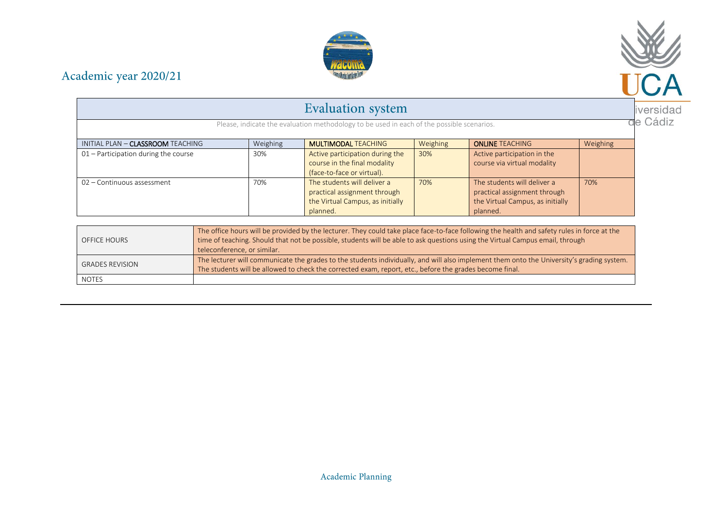Academic year 2020/21

# Evaluation system

Please, indicate the evaluation methodology to be used in each of the possible scenarios.

| INITIAL PLAN – **CLASSROOM** TEACHING | Weighing | **MULTIMODAL** TEACHING | Weighing | **ONLINE** TEACHING | Weighing |
|---|---|---|---|---|---|
| 01 – Participation during the course | 30% | Active participation during the course in the final modality (face-to-face or virtual). | 30% | Active participation in the course via virtual modality | |
| 02 – Continuous assessment | 70% | The students will deliver a practical assignment through the Virtual Campus, as initially planned. | 70% | The students will deliver a practical assignment through the Virtual Campus, as initially planned. | 70% |

| | |
|---|---|
| OFFICE HOURS | The office hours will be provided by the lecturer. They could take place face-to-face following the health and safety rules in force at the time of teaching. Should that not be possible, students will be able to ask questions using the Virtual Campus email, through teleconference, or similar. |
| GRADES REVISION | The lecturer will communicate the grades to the students individually, and will also implement them onto the University's grading system. The students will be allowed to check the corrected exam, report, etc., before the grades become final. |
| NOTES | |

Academic Planning